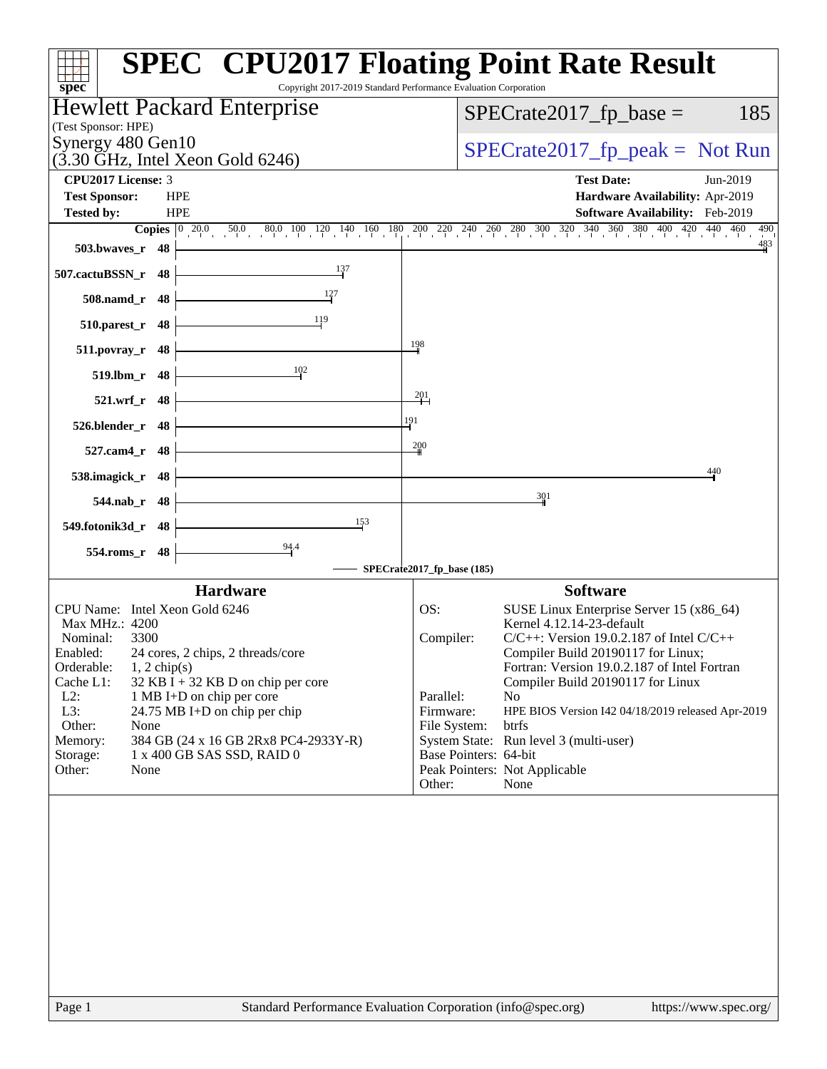# SPEC CPU2017 Floating Point Rate Result

Copyright 2017-2019 Standard Performance Evaluation Corporation

**Hewlett Packard Enterprise**
(Test Sponsor: HPE)
Synergy 480 Gen10
(3.30 GHz, Intel Xeon Gold 6246)

SPECrate2017_fp_base = 185

SPECrate2017_fp_peak = Not Run

| | | | |
|---|---|---|---|
| **CPU2017 License:** | 3 | **Test Date:** | Jun-2019 |
| **Test Sponsor:** | HPE | **Hardware Availability:** | Apr-2019 |
| **Tested by:** | HPE | **Software Availability:** | Feb-2019 |

| Benchmark | Copies | SPECrate2017_fp_base |
|---|---|---|
| 503.bwaves_r | 48 | 483 |
| 507.cactuBSSN_r | 48 | 137 |
| 508.namd_r | 48 | 127 |
| 510.parest_r | 48 | 119 |
| 511.povray_r | 48 | 198 |
| 519.lbm_r | 48 | 102 |
| 521.wrf_r | 48 | 201 |
| 526.blender_r | 48 | 191 |
| 527.cam4_r | 48 | 200 |
| 538.imagick_r | 48 | 440 |
| 544.nab_r | 48 | 301 |
| 549.fotonik3d_r | 48 | 153 |
| 554.roms_r | 48 | 94.4 |

SPECrate2017_fp_base (185)

## Hardware

| | |
|---|---|
| CPU Name: | Intel Xeon Gold 6246 |
| Max MHz.: | 4200 |
| Nominal: | 3300 |
| Enabled: | 24 cores, 2 chips, 2 threads/core |
| Orderable: | 1, 2 chip(s) |
| Cache L1: | 32 KB I + 32 KB D on chip per core |
| L2: | 1 MB I+D on chip per core |
| L3: | 24.75 MB I+D on chip per chip |
| Other: | None |
| Memory: | 384 GB (24 x 16 GB 2Rx8 PC4-2933Y-R) |
| Storage: | 1 x 400 GB SAS SSD, RAID 0 |
| Other: | None |

## Software

| | |
|---|---|
| OS: | SUSE Linux Enterprise Server 15 (x86_64) Kernel 4.12.14-23-default |
| Compiler: | C/C++: Version 19.0.2.187 of Intel C/C++ Compiler Build 20190117 for Linux; Fortran: Version 19.0.2.187 of Intel Fortran Compiler Build 20190117 for Linux |
| Parallel: | No |
| Firmware: | HPE BIOS Version I42 04/18/2019 released Apr-2019 |
| File System: | btrfs |
| System State: | Run level 3 (multi-user) |
| Base Pointers: | 64-bit |
| Peak Pointers: | Not Applicable |
| Other: | None |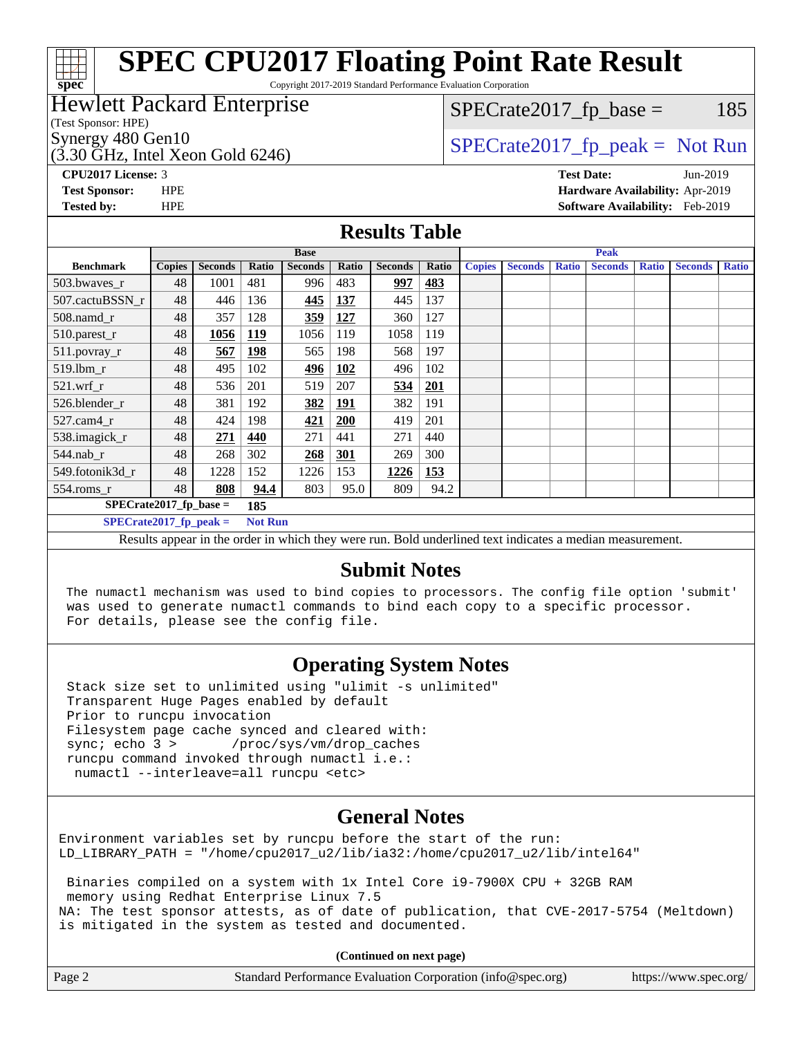# SPEC CPU2017 Floating Point Rate Result

Copyright 2017-2019 Standard Performance Evaluation Corporation

**Hewlett Packard Enterprise**
(Test Sponsor: HPE)
Synergy 480 Gen10
(3.30 GHz, Intel Xeon Gold 6246)

SPECrate2017_fp_base = 185

SPECrate2017_fp_peak = Not Run

**CPU2017 License:** 3
**Test Sponsor:** HPE
**Tested by:** HPE

**Test Date:** Jun-2019
**Hardware Availability:** Apr-2019
**Software Availability:** Feb-2019

## Results Table

| | Base | | | | | | | Peak | | | | | | |
|---|---|---|---|---|---|---|---|---|---|---|---|---|---|---|
| **Benchmark** | **Copies** | **Seconds** | **Ratio** | **Seconds** | **Ratio** | **Seconds** | **Ratio** | **Copies** | **Seconds** | **Ratio** | **Seconds** | **Ratio** | **Seconds** | **Ratio** |
| 503.bwaves_r | 48 | 1001 | 481 | 996 | 483 | **997** | **483** | | | | | | | |
| 507.cactuBSSN_r | 48 | 446 | 136 | **445** | **137** | 445 | 137 | | | | | | | |
| 508.namd_r | 48 | 357 | 128 | **359** | **127** | 360 | 127 | | | | | | | |
| 510.parest_r | 48 | **1056** | **119** | 1056 | 119 | 1058 | 119 | | | | | | | |
| 511.povray_r | 48 | **567** | **198** | 565 | 198 | 568 | 197 | | | | | | | |
| 519.lbm_r | 48 | 495 | 102 | **496** | **102** | 496 | 102 | | | | | | | |
| 521.wrf_r | 48 | 536 | 201 | 519 | 207 | **534** | **201** | | | | | | | |
| 526.blender_r | 48 | 381 | 192 | **382** | **191** | 382 | 191 | | | | | | | |
| 527.cam4_r | 48 | 424 | 198 | **421** | **200** | 419 | 201 | | | | | | | |
| 538.imagick_r | 48 | **271** | **440** | 271 | 441 | 271 | 440 | | | | | | | |
| 544.nab_r | 48 | 268 | 302 | **268** | **301** | 269 | 300 | | | | | | | |
| 549.fotonik3d_r | 48 | 1228 | 152 | 1226 | 153 | **1226** | **153** | | | | | | | |
| 554.roms_r | 48 | **808** | **94.4** | 803 | 95.0 | 809 | 94.2 | | | | | | | |

**SPECrate2017_fp_base = 185**

**SPECrate2017_fp_peak = Not Run**

Results appear in the order in which they were run. Bold underlined text indicates a median measurement.

## Submit Notes

```
The numactl mechanism was used to bind copies to processors. The config file option 'submit'
was used to generate numactl commands to bind each copy to a specific processor.
For details, please see the config file.
```

## Operating System Notes

```
Stack size set to unlimited using "ulimit -s unlimited"
Transparent Huge Pages enabled by default
Prior to runcpu invocation
Filesystem page cache synced and cleared with:
sync; echo 3 >       /proc/sys/vm/drop_caches
runcpu command invoked through numactl i.e.:
 numactl --interleave=all runcpu <etc>
```

## General Notes

```
Environment variables set by runcpu before the start of the run:
LD_LIBRARY_PATH = "/home/cpu2017_u2/lib/ia32:/home/cpu2017_u2/lib/intel64"

 Binaries compiled on a system with 1x Intel Core i9-7900X CPU + 32GB RAM
 memory using Redhat Enterprise Linux 7.5
NA: The test sponsor attests, as of date of publication, that CVE-2017-5754 (Meltdown)
is mitigated in the system as tested and documented.
```

**(Continued on next page)**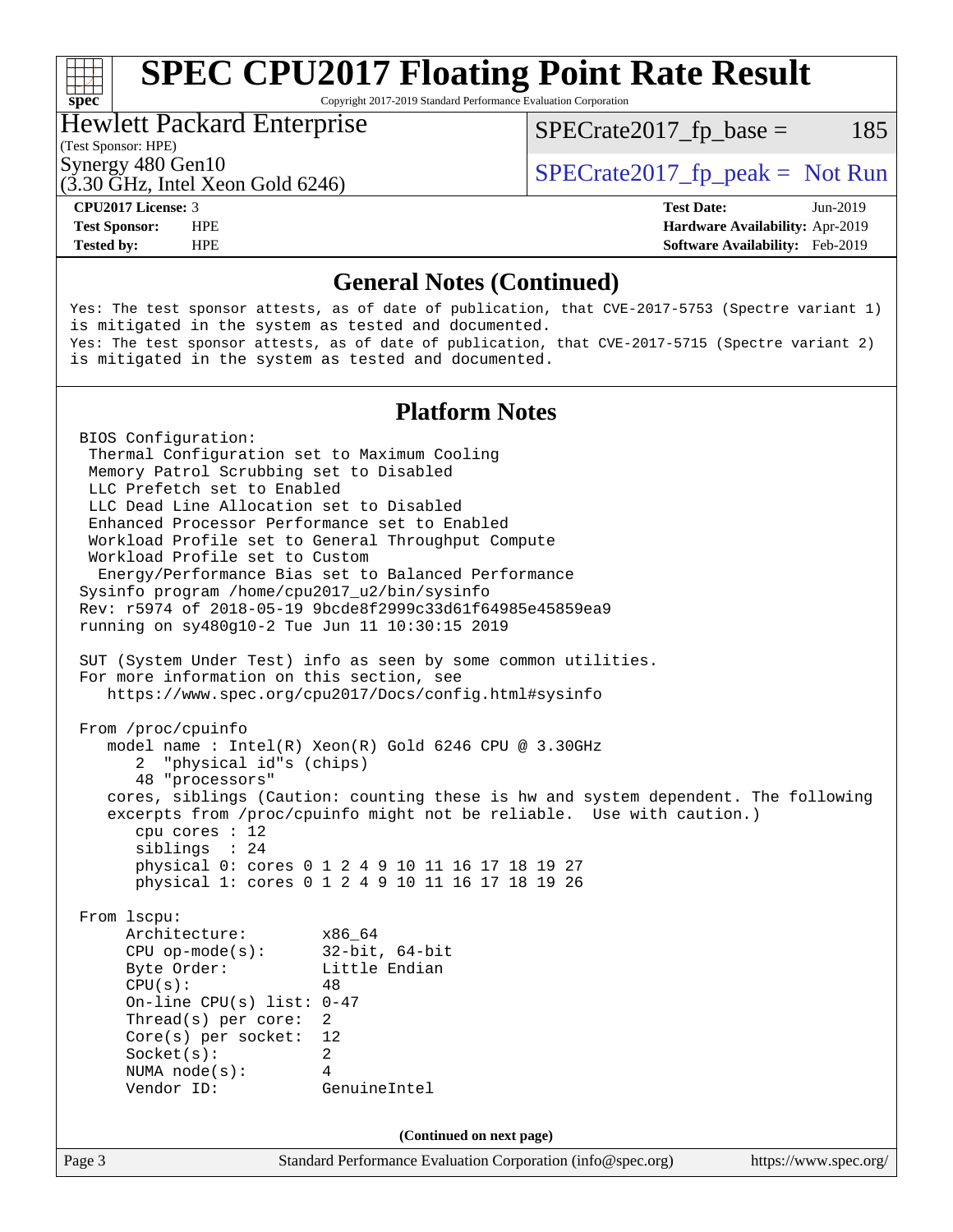## General Notes (Continued)

```
Yes: The test sponsor attests, as of date of publication, that CVE-2017-5753 (Spectre variant 1)
is mitigated in the system as tested and documented.
Yes: The test sponsor attests, as of date of publication, that CVE-2017-5715 (Spectre variant 2)
is mitigated in the system as tested and documented.
```

## Platform Notes

```
BIOS Configuration:
 Thermal Configuration set to Maximum Cooling
 Memory Patrol Scrubbing set to Disabled
 LLC Prefetch set to Enabled
 LLC Dead Line Allocation set to Disabled
 Enhanced Processor Performance set to Enabled
 Workload Profile set to General Throughput Compute
 Workload Profile set to Custom
  Energy/Performance Bias set to Balanced Performance
Sysinfo program /home/cpu2017_u2/bin/sysinfo
Rev: r5974 of 2018-05-19 9bcde8f2999c33d61f64985e45859ea9
running on sy480g10-2 Tue Jun 11 10:30:15 2019

SUT (System Under Test) info as seen by some common utilities.
For more information on this section, see
   https://www.spec.org/cpu2017/Docs/config.html#sysinfo

From /proc/cpuinfo
   model name : Intel(R) Xeon(R) Gold 6246 CPU @ 3.30GHz
      2  "physical id"s (chips)
      48 "processors"
   cores, siblings (Caution: counting these is hw and system dependent. The following
   excerpts from /proc/cpuinfo might not be reliable.  Use with caution.)
      cpu cores : 12
      siblings  : 24
      physical 0: cores 0 1 2 4 9 10 11 16 17 18 19 27
      physical 1: cores 0 1 2 4 9 10 11 16 17 18 19 26

From lscpu:
     Architecture:        x86_64
     CPU op-mode(s):      32-bit, 64-bit
     Byte Order:          Little Endian
     CPU(s):              48
     On-line CPU(s) list: 0-47
     Thread(s) per core:  2
     Core(s) per socket:  12
     Socket(s):           2
     NUMA node(s):        4
     Vendor ID:           GenuineIntel
```

(Continued on next page)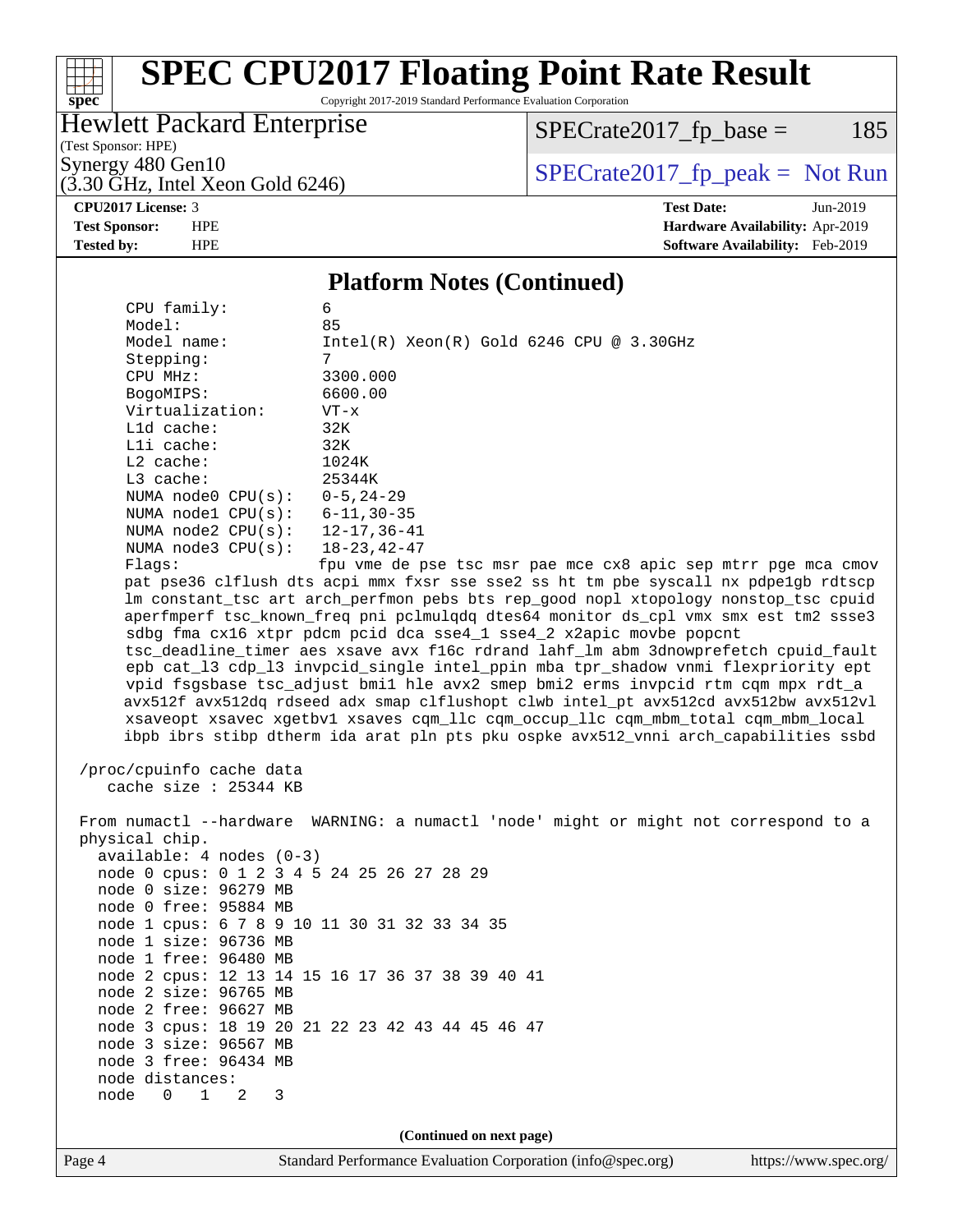## Platform Notes (Continued)

```
     CPU family:          6
     Model:               85
     Model name:          Intel(R) Xeon(R) Gold 6246 CPU @ 3.30GHz
     Stepping:            7
     CPU MHz:             3300.000
     BogoMIPS:            6600.00
     Virtualization:      VT-x
     L1d cache:           32K
     L1i cache:           32K
     L2 cache:            1024K
     L3 cache:            25344K
     NUMA node0 CPU(s):   0-5,24-29
     NUMA node1 CPU(s):   6-11,30-35
     NUMA node2 CPU(s):   12-17,36-41
     NUMA node3 CPU(s):   18-23,42-47
     Flags:               fpu vme de pse tsc msr pae mce cx8 apic sep mtrr pge mca cmov
     pat pse36 clflush dts acpi mmx fxsr sse sse2 ss ht tm pbe syscall nx pdpe1gb rdtscp
     lm constant_tsc art arch_perfmon pebs bts rep_good nopl xtopology nonstop_tsc cpuid
     aperfmperf tsc_known_freq pni pclmulqdq dtes64 monitor ds_cpl vmx smx est tm2 ssse3
     sdbg fma cx16 xtpr pdcm pcid dca sse4_1 sse4_2 x2apic movbe popcnt
     tsc_deadline_timer aes xsave avx f16c rdrand lahf_lm abm 3dnowprefetch cpuid_fault
     epb cat_l3 cdp_l3 invpcid_single intel_ppin mba tpr_shadow vnmi flexpriority ept
     vpid fsgsbase tsc_adjust bmi1 hle avx2 smep bmi2 erms invpcid rtm cqm mpx rdt_a
     avx512f avx512dq rdseed adx smap clflushopt clwb intel_pt avx512cd avx512bw avx512vl
     xsaveopt xsavec xgetbv1 xsaves cqm_llc cqm_occup_llc cqm_mbm_total cqm_mbm_local
     ibpb ibrs stibp dtherm ida arat pln pts pku ospke avx512_vnni arch_capabilities ssbd

 /proc/cpuinfo cache data
    cache size : 25344 KB

 From numactl --hardware  WARNING: a numactl 'node' might or might not correspond to a
 physical chip.
   available: 4 nodes (0-3)
   node 0 cpus: 0 1 2 3 4 5 24 25 26 27 28 29
   node 0 size: 96279 MB
   node 0 free: 95884 MB
   node 1 cpus: 6 7 8 9 10 11 30 31 32 33 34 35
   node 1 size: 96736 MB
   node 1 free: 96480 MB
   node 2 cpus: 12 13 14 15 16 17 36 37 38 39 40 41
   node 2 size: 96765 MB
   node 2 free: 96627 MB
   node 3 cpus: 18 19 20 21 22 23 42 43 44 45 46 47
   node 3 size: 96567 MB
   node 3 free: 96434 MB
   node distances:
   node   0   1   2   3
```

(Continued on next page)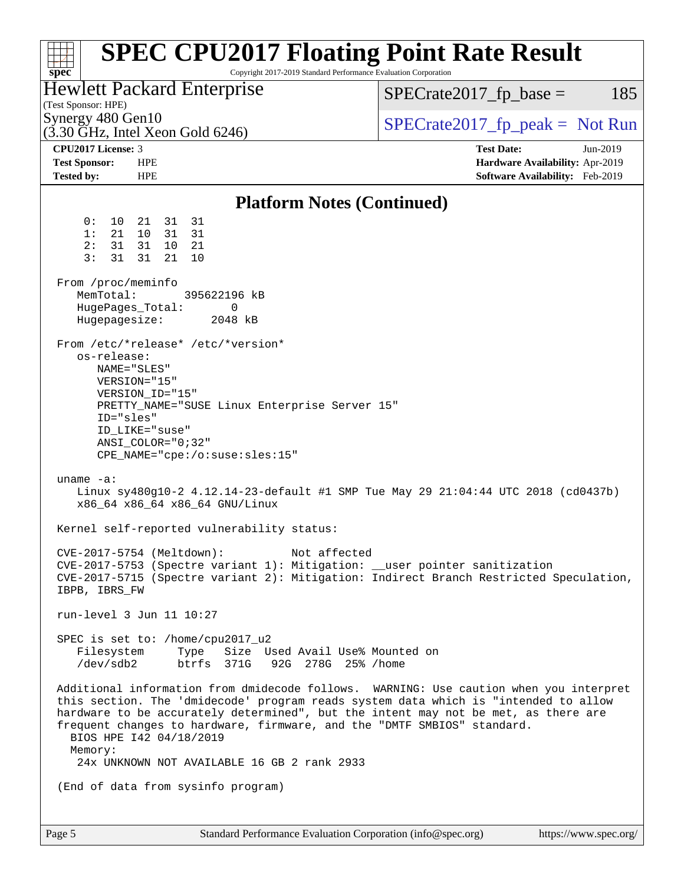## Platform Notes (Continued)

```
     0:  10  21  31  31
     1:  21  10  31  31
     2:  31  31  10  21
     3:  31  31  21  10

 From /proc/meminfo
    MemTotal:       395622196 kB
    HugePages_Total:        0
    Hugepagesize:        2048 kB

 From /etc/*release* /etc/*version*
    os-release:
       NAME="SLES"
       VERSION="15"
       VERSION_ID="15"
       PRETTY_NAME="SUSE Linux Enterprise Server 15"
       ID="sles"
       ID_LIKE="suse"
       ANSI_COLOR="0;32"
       CPE_NAME="cpe:/o:suse:sles:15"

 uname -a:
    Linux sy480g10-2 4.12.14-23-default #1 SMP Tue May 29 21:04:44 UTC 2018 (cd0437b)
    x86_64 x86_64 x86_64 GNU/Linux

 Kernel self-reported vulnerability status:

 CVE-2017-5754 (Meltdown):          Not affected
 CVE-2017-5753 (Spectre variant 1): Mitigation: __user pointer sanitization
 CVE-2017-5715 (Spectre variant 2): Mitigation: Indirect Branch Restricted Speculation,
 IBPB, IBRS_FW

 run-level 3 Jun 11 10:27

 SPEC is set to: /home/cpu2017_u2
    Filesystem     Type   Size  Used Avail Use% Mounted on
    /dev/sdb2      btrfs  371G   92G  278G  25% /home

 Additional information from dmidecode follows.  WARNING: Use caution when you interpret
 this section. The 'dmidecode' program reads system data which is "intended to allow
 hardware to be accurately determined", but the intent may not be met, as there are
 frequent changes to hardware, firmware, and the "DMTF SMBIOS" standard.
   BIOS HPE I42 04/18/2019
   Memory:
    24x UNKNOWN NOT AVAILABLE 16 GB 2 rank 2933

 (End of data from sysinfo program)
```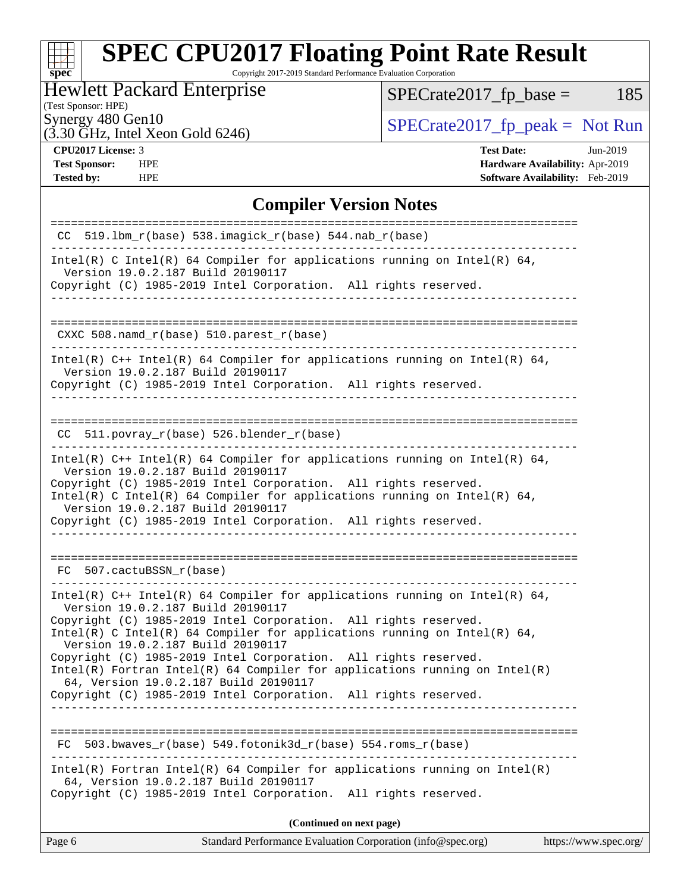# SPEC CPU2017 Floating Point Rate Result

Copyright 2017-2019 Standard Performance Evaluation Corporation

**Hewlett Packard Enterprise**
(Test Sponsor: HPE)
Synergy 480 Gen10
(3.30 GHz, Intel Xeon Gold 6246)

SPECrate2017_fp_base = 185

SPECrate2017_fp_peak = Not Run

| | | | |
|---|---|---|---|
| **CPU2017 License:** | 3 | **Test Date:** | Jun-2019 |
| **Test Sponsor:** | HPE | **Hardware Availability:** | Apr-2019 |
| **Tested by:** | HPE | **Software Availability:** | Feb-2019 |

## Compiler Version Notes

```
==============================================================================
 CC  519.lbm_r(base) 538.imagick_r(base) 544.nab_r(base)
------------------------------------------------------------------------------
Intel(R) C Intel(R) 64 Compiler for applications running on Intel(R) 64,
  Version 19.0.2.187 Build 20190117
Copyright (C) 1985-2019 Intel Corporation.  All rights reserved.
------------------------------------------------------------------------------

==============================================================================
 CXXC 508.namd_r(base) 510.parest_r(base)
------------------------------------------------------------------------------
Intel(R) C++ Intel(R) 64 Compiler for applications running on Intel(R) 64,
  Version 19.0.2.187 Build 20190117
Copyright (C) 1985-2019 Intel Corporation.  All rights reserved.
------------------------------------------------------------------------------

==============================================================================
 CC  511.povray_r(base) 526.blender_r(base)
------------------------------------------------------------------------------
Intel(R) C++ Intel(R) 64 Compiler for applications running on Intel(R) 64,
  Version 19.0.2.187 Build 20190117
Copyright (C) 1985-2019 Intel Corporation.  All rights reserved.
Intel(R) C Intel(R) 64 Compiler for applications running on Intel(R) 64,
  Version 19.0.2.187 Build 20190117
Copyright (C) 1985-2019 Intel Corporation.  All rights reserved.
------------------------------------------------------------------------------

==============================================================================
 FC  507.cactuBSSN_r(base)
------------------------------------------------------------------------------
Intel(R) C++ Intel(R) 64 Compiler for applications running on Intel(R) 64,
  Version 19.0.2.187 Build 20190117
Copyright (C) 1985-2019 Intel Corporation.  All rights reserved.
Intel(R) C Intel(R) 64 Compiler for applications running on Intel(R) 64,
  Version 19.0.2.187 Build 20190117
Copyright (C) 1985-2019 Intel Corporation.  All rights reserved.
Intel(R) Fortran Intel(R) 64 Compiler for applications running on Intel(R)
  64, Version 19.0.2.187 Build 20190117
Copyright (C) 1985-2019 Intel Corporation.  All rights reserved.
------------------------------------------------------------------------------

==============================================================================
 FC  503.bwaves_r(base) 549.fotonik3d_r(base) 554.roms_r(base)
------------------------------------------------------------------------------
Intel(R) Fortran Intel(R) 64 Compiler for applications running on Intel(R)
  64, Version 19.0.2.187 Build 20190117
Copyright (C) 1985-2019 Intel Corporation.  All rights reserved.
```

**(Continued on next page)**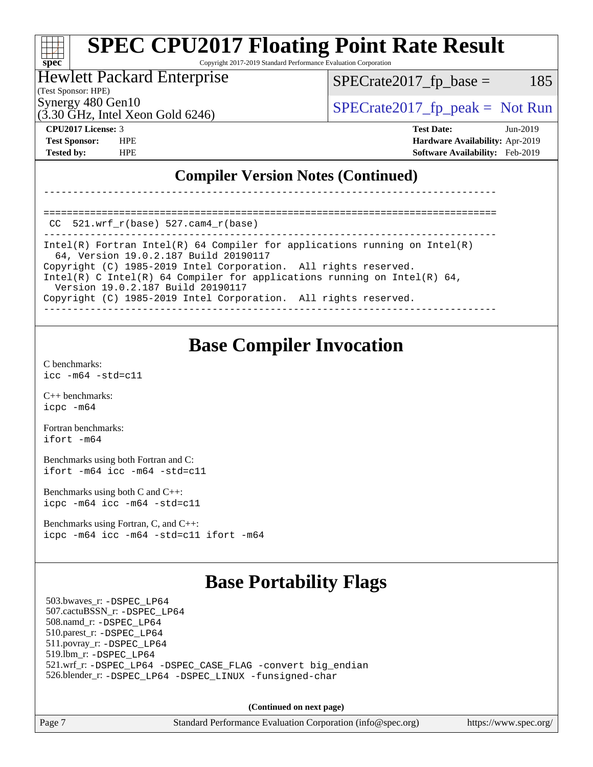## Compiler Version Notes (Continued)

```
------------------------------------------------------------------------------

==============================================================================
 CC  521.wrf_r(base) 527.cam4_r(base)
------------------------------------------------------------------------------
Intel(R) Fortran Intel(R) 64 Compiler for applications running on Intel(R)
  64, Version 19.0.2.187 Build 20190117
Copyright (C) 1985-2019 Intel Corporation.  All rights reserved.
Intel(R) C Intel(R) 64 Compiler for applications running on Intel(R) 64,
  Version 19.0.2.187 Build 20190117
Copyright (C) 1985-2019 Intel Corporation.  All rights reserved.
------------------------------------------------------------------------------
```

## Base Compiler Invocation

C benchmarks:
`icc -m64 -std=c11`

C++ benchmarks:
`icpc -m64`

Fortran benchmarks:
`ifort -m64`

Benchmarks using both Fortran and C:
`ifort -m64 icc -m64 -std=c11`

Benchmarks using both C and C++:
`icpc -m64 icc -m64 -std=c11`

Benchmarks using Fortran, C, and C++:
`icpc -m64 icc -m64 -std=c11 ifort -m64`

## Base Portability Flags

503.bwaves_r: `-DSPEC_LP64`
507.cactuBSSN_r: `-DSPEC_LP64`
508.namd_r: `-DSPEC_LP64`
510.parest_r: `-DSPEC_LP64`
511.povray_r: `-DSPEC_LP64`
519.lbm_r: `-DSPEC_LP64`
521.wrf_r: `-DSPEC_LP64 -DSPEC_CASE_FLAG -convert big_endian`
526.blender_r: `-DSPEC_LP64 -DSPEC_LINUX -funsigned-char`

(Continued on next page)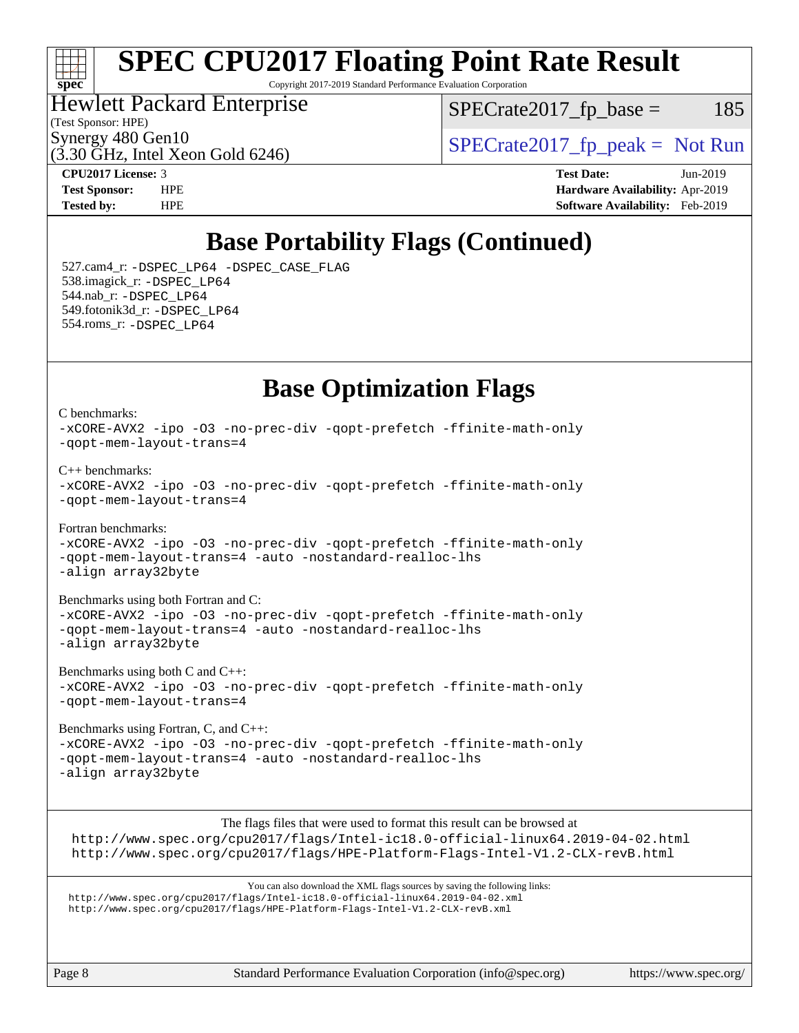# SPEC CPU2017 Floating Point Rate Result

Copyright 2017-2019 Standard Performance Evaluation Corporation

Hewlett Packard Enterprise
(Test Sponsor: HPE)
Synergy 480 Gen10
(3.30 GHz, Intel Xeon Gold 6246)

SPECrate2017_fp_base = 185

SPECrate2017_fp_peak = Not Run

**CPU2017 License:** 3
**Test Sponsor:** HPE
**Tested by:** HPE

**Test Date:** Jun-2019
**Hardware Availability:** Apr-2019
**Software Availability:** Feb-2019

## Base Portability Flags (Continued)

527.cam4_r: -DSPEC_LP64 -DSPEC_CASE_FLAG
538.imagick_r: -DSPEC_LP64
544.nab_r: -DSPEC_LP64
549.fotonik3d_r: -DSPEC_LP64
554.roms_r: -DSPEC_LP64

## Base Optimization Flags

C benchmarks:
-xCORE-AVX2 -ipo -O3 -no-prec-div -qopt-prefetch -ffinite-math-only -qopt-mem-layout-trans=4

C++ benchmarks:
-xCORE-AVX2 -ipo -O3 -no-prec-div -qopt-prefetch -ffinite-math-only -qopt-mem-layout-trans=4

Fortran benchmarks:
-xCORE-AVX2 -ipo -O3 -no-prec-div -qopt-prefetch -ffinite-math-only -qopt-mem-layout-trans=4 -auto -nostandard-realloc-lhs -align array32byte

Benchmarks using both Fortran and C:
-xCORE-AVX2 -ipo -O3 -no-prec-div -qopt-prefetch -ffinite-math-only -qopt-mem-layout-trans=4 -auto -nostandard-realloc-lhs -align array32byte

Benchmarks using both C and C++:
-xCORE-AVX2 -ipo -O3 -no-prec-div -qopt-prefetch -ffinite-math-only -qopt-mem-layout-trans=4

Benchmarks using Fortran, C, and C++:
-xCORE-AVX2 -ipo -O3 -no-prec-div -qopt-prefetch -ffinite-math-only -qopt-mem-layout-trans=4 -auto -nostandard-realloc-lhs -align array32byte

The flags files that were used to format this result can be browsed at
http://www.spec.org/cpu2017/flags/Intel-ic18.0-official-linux64.2019-04-02.html
http://www.spec.org/cpu2017/flags/HPE-Platform-Flags-Intel-V1.2-CLX-revB.html

You can also download the XML flags sources by saving the following links:
http://www.spec.org/cpu2017/flags/Intel-ic18.0-official-linux64.2019-04-02.xml
http://www.spec.org/cpu2017/flags/HPE-Platform-Flags-Intel-V1.2-CLX-revB.xml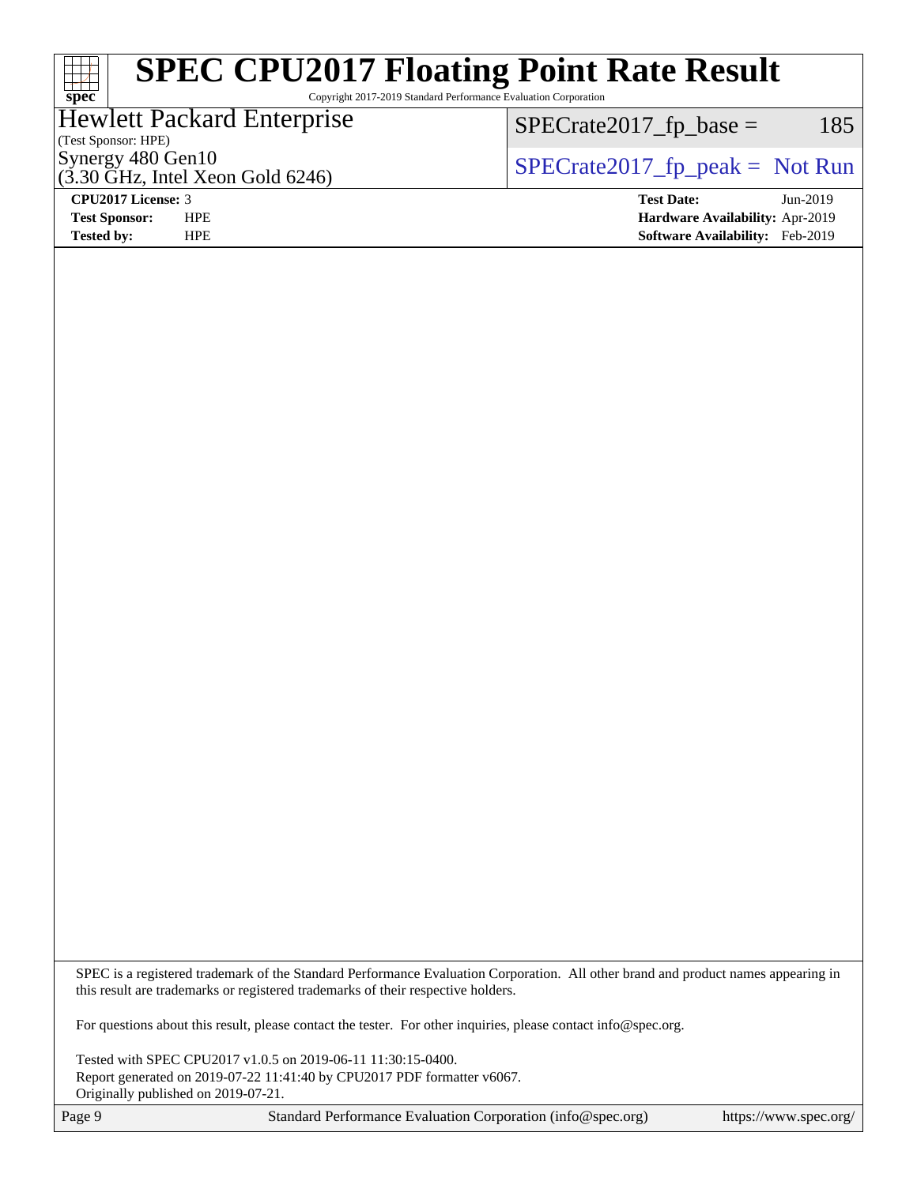# SPEC CPU2017 Floating Point Rate Result

Copyright 2017-2019 Standard Performance Evaluation Corporation

**Hewlett Packard Enterprise**
(Test Sponsor: HPE)
Synergy 480 Gen10
(3.30 GHz, Intel Xeon Gold 6246)

SPECrate2017_fp_base = 185

SPECrate2017_fp_peak = Not Run

**CPU2017 License:** 3
**Test Sponsor:** HPE
**Tested by:** HPE

**Test Date:** Jun-2019
**Hardware Availability:** Apr-2019
**Software Availability:** Feb-2019

SPEC is a registered trademark of the Standard Performance Evaluation Corporation. All other brand and product names appearing in this result are trademarks or registered trademarks of their respective holders.

For questions about this result, please contact the tester. For other inquiries, please contact info@spec.org.

Tested with SPEC CPU2017 v1.0.5 on 2019-06-11 11:30:15-0400.
Report generated on 2019-07-22 11:41:40 by CPU2017 PDF formatter v6067.
Originally published on 2019-07-21.